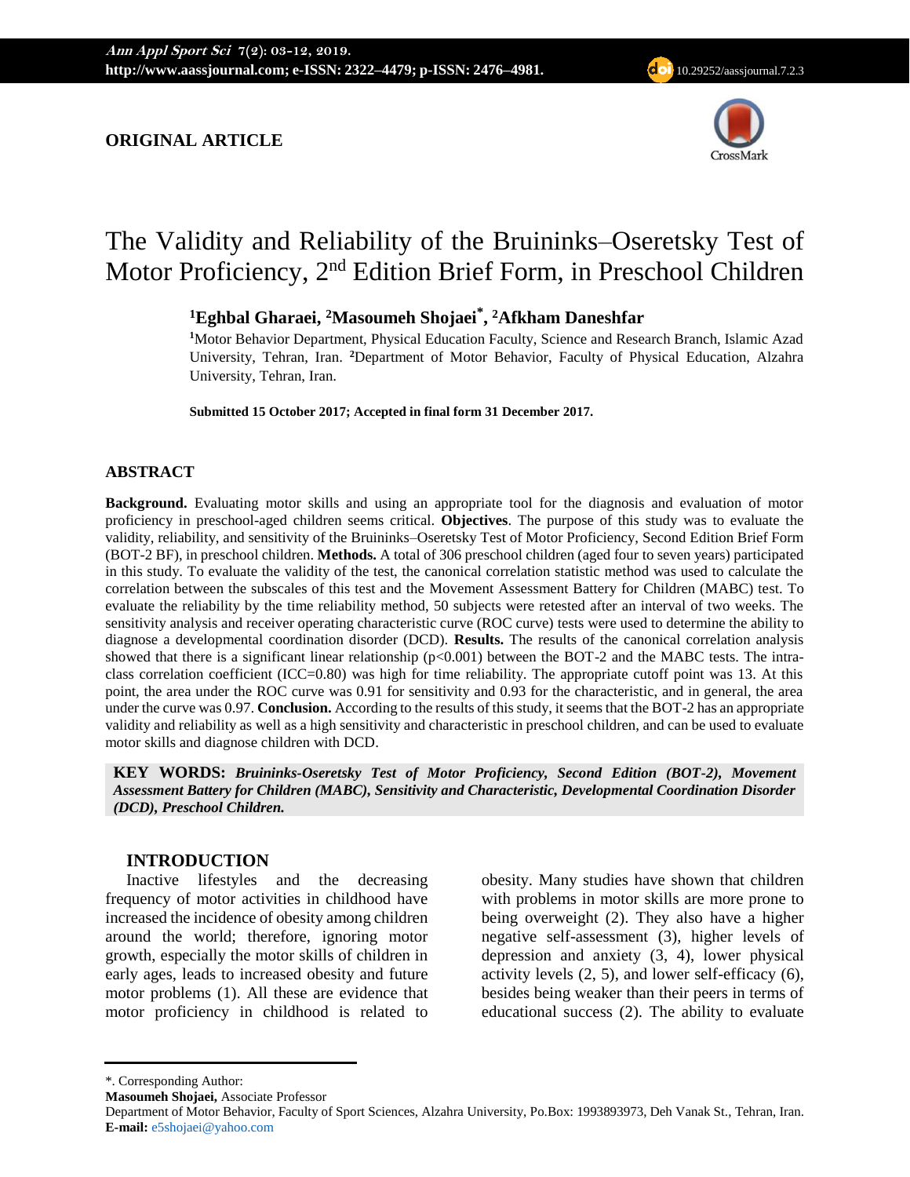**ORIGINAL ARTICLE**

# The Validity and Reliability of the Bruininks–Oseretsky Test of Motor Proficiency, 2nd Edition Brief Form, in Preschool Children

**[1]Eghbal Gharaei, [2]Masoumeh Shojaei[*], [2]Afkham Daneshfar**

[1]Motor Behavior Department, Physical Education Faculty, Science and Research Branch, Islamic Azad University, Tehran, Iran. [2]Department of Motor Behavior, Faculty of Physical Education, Alzahra University, Tehran, Iran.

**Submitted 15 October 2017; Accepted in final form 31 December 2017.**

## ABSTRACT

**Background.** Evaluating motor skills and using an appropriate tool for the diagnosis and evaluation of motor proficiency in preschool-aged children seems critical. **Objectives**. The purpose of this study was to evaluate the validity, reliability, and sensitivity of the Bruininks–Oseretsky Test of Motor Proficiency, Second Edition Brief Form (BOT-2 BF), in preschool children. **Methods.** A total of 306 preschool children (aged four to seven years) participated in this study. To evaluate the validity of the test, the canonical correlation statistic method was used to calculate the correlation between the subscales of this test and the Movement Assessment Battery for Children (MABC) test. To evaluate the reliability by the time reliability method, 50 subjects were retested after an interval of two weeks. The sensitivity analysis and receiver operating characteristic curve (ROC curve) tests were used to determine the ability to diagnose a developmental coordination disorder (DCD). **Results.** The results of the canonical correlation analysis showed that there is a significant linear relationship ($p<0.001$) between the BOT-2 and the MABC tests. The intra-class correlation coefficient (ICC=0.80) was high for time reliability. The appropriate cutoff point was 13. At this point, the area under the ROC curve was 0.91 for sensitivity and 0.93 for the characteristic, and in general, the area under the curve was 0.97. **Conclusion.** According to the results of this study, it seems that the BOT-2 has an appropriate validity and reliability as well as a high sensitivity and characteristic in preschool children, and can be used to evaluate motor skills and diagnose children with DCD.

**KEY WORDS:** ***Bruininks-Oseretsky Test of Motor Proficiency, Second Edition (BOT-2), Movement Assessment Battery for Children (MABC), Sensitivity and Characteristic, Developmental Coordination Disorder (DCD), Preschool Children.***

## INTRODUCTION

Inactive lifestyles and the decreasing frequency of motor activities in childhood have increased the incidence of obesity among children around the world; therefore, ignoring motor growth, especially the motor skills of children in early ages, leads to increased obesity and future motor problems (1). All these are evidence that motor proficiency in childhood is related to obesity. Many studies have shown that children with problems in motor skills are more prone to being overweight (2). They also have a higher negative self-assessment (3), higher levels of depression and anxiety (3, 4), lower physical activity levels (2, 5), and lower self-efficacy (6), besides being weaker than their peers in terms of educational success (2). The ability to evaluate

---

*. Corresponding Author:
**Masoumeh Shojaei,** Associate Professor
Department of Motor Behavior, Faculty of Sport Sciences, Alzahra University, Po.Box: 1993893973, Deh Vanak St., Tehran, Iran.
**E-mail:** e5shojaei@yahoo.com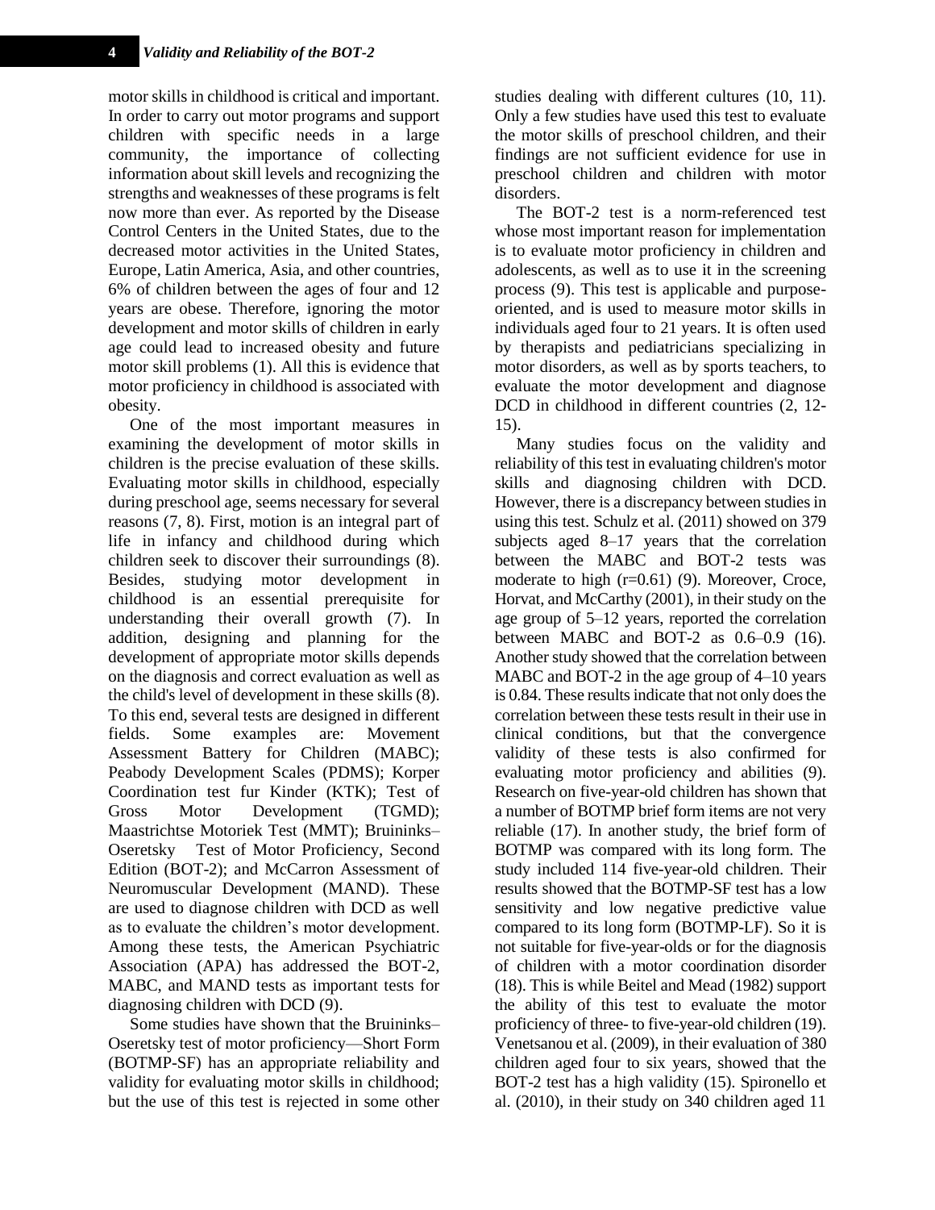motor skills in childhood is critical and important. In order to carry out motor programs and support children with specific needs in a large community, the importance of collecting information about skill levels and recognizing the strengths and weaknesses of these programs is felt now more than ever. As reported by the Disease Control Centers in the United States, due to the decreased motor activities in the United States, Europe, Latin America, Asia, and other countries, 6% of children between the ages of four and 12 years are obese. Therefore, ignoring the motor development and motor skills of children in early age could lead to increased obesity and future motor skill problems (1). All this is evidence that motor proficiency in childhood is associated with obesity.

One of the most important measures in examining the development of motor skills in children is the precise evaluation of these skills. Evaluating motor skills in childhood, especially during preschool age, seems necessary for several reasons (7, 8). First, motion is an integral part of life in infancy and childhood during which children seek to discover their surroundings (8). Besides, studying motor development in childhood is an essential prerequisite for understanding their overall growth (7). In addition, designing and planning for the development of appropriate motor skills depends on the diagnosis and correct evaluation as well as the child's level of development in these skills (8). To this end, several tests are designed in different fields. Some examples are: Movement Assessment Battery for Children (MABC); Peabody Development Scales (PDMS); Korper Coordination test fur Kinder (KTK); Test of Gross Motor Development (TGMD); Maastrichtse Motoriek Test (MMT); Bruininks–Oseretsky Test of Motor Proficiency, Second Edition (BOT-2); and McCarron Assessment of Neuromuscular Development (MAND). These are used to diagnose children with DCD as well as to evaluate the children's motor development. Among these tests, the American Psychiatric Association (APA) has addressed the BOT-2, MABC, and MAND tests as important tests for diagnosing children with DCD (9).

Some studies have shown that the Bruininks–Oseretsky test of motor proficiency—Short Form (BOTMP-SF) has an appropriate reliability and validity for evaluating motor skills in childhood; but the use of this test is rejected in some other studies dealing with different cultures (10, 11). Only a few studies have used this test to evaluate the motor skills of preschool children, and their findings are not sufficient evidence for use in preschool children and children with motor disorders.

The BOT-2 test is a norm-referenced test whose most important reason for implementation is to evaluate motor proficiency in children and adolescents, as well as to use it in the screening process (9). This test is applicable and purpose-oriented, and is used to measure motor skills in individuals aged four to 21 years. It is often used by therapists and pediatricians specializing in motor disorders, as well as by sports teachers, to evaluate the motor development and diagnose DCD in childhood in different countries (2, 12-15).

Many studies focus on the validity and reliability of this test in evaluating children's motor skills and diagnosing children with DCD. However, there is a discrepancy between studies in using this test. Schulz et al. (2011) showed on 379 subjects aged 8–17 years that the correlation between the MABC and BOT-2 tests was moderate to high (r=0.61) (9). Moreover, Croce, Horvat, and McCarthy (2001), in their study on the age group of 5–12 years, reported the correlation between MABC and BOT-2 as 0.6–0.9 (16). Another study showed that the correlation between MABC and BOT-2 in the age group of 4–10 years is 0.84. These results indicate that not only does the correlation between these tests result in their use in clinical conditions, but that the convergence validity of these tests is also confirmed for evaluating motor proficiency and abilities (9). Research on five-year-old children has shown that a number of BOTMP brief form items are not very reliable (17). In another study, the brief form of BOTMP was compared with its long form. The study included 114 five-year-old children. Their results showed that the BOTMP-SF test has a low sensitivity and low negative predictive value compared to its long form (BOTMP-LF). So it is not suitable for five-year-olds or for the diagnosis of children with a motor coordination disorder (18). This is while Beitel and Mead (1982) support the ability of this test to evaluate the motor proficiency of three- to five-year-old children (19). Venetsanou et al. (2009), in their evaluation of 380 children aged four to six years, showed that the BOT-2 test has a high validity (15). Spironello et al. (2010), in their study on 340 children aged 11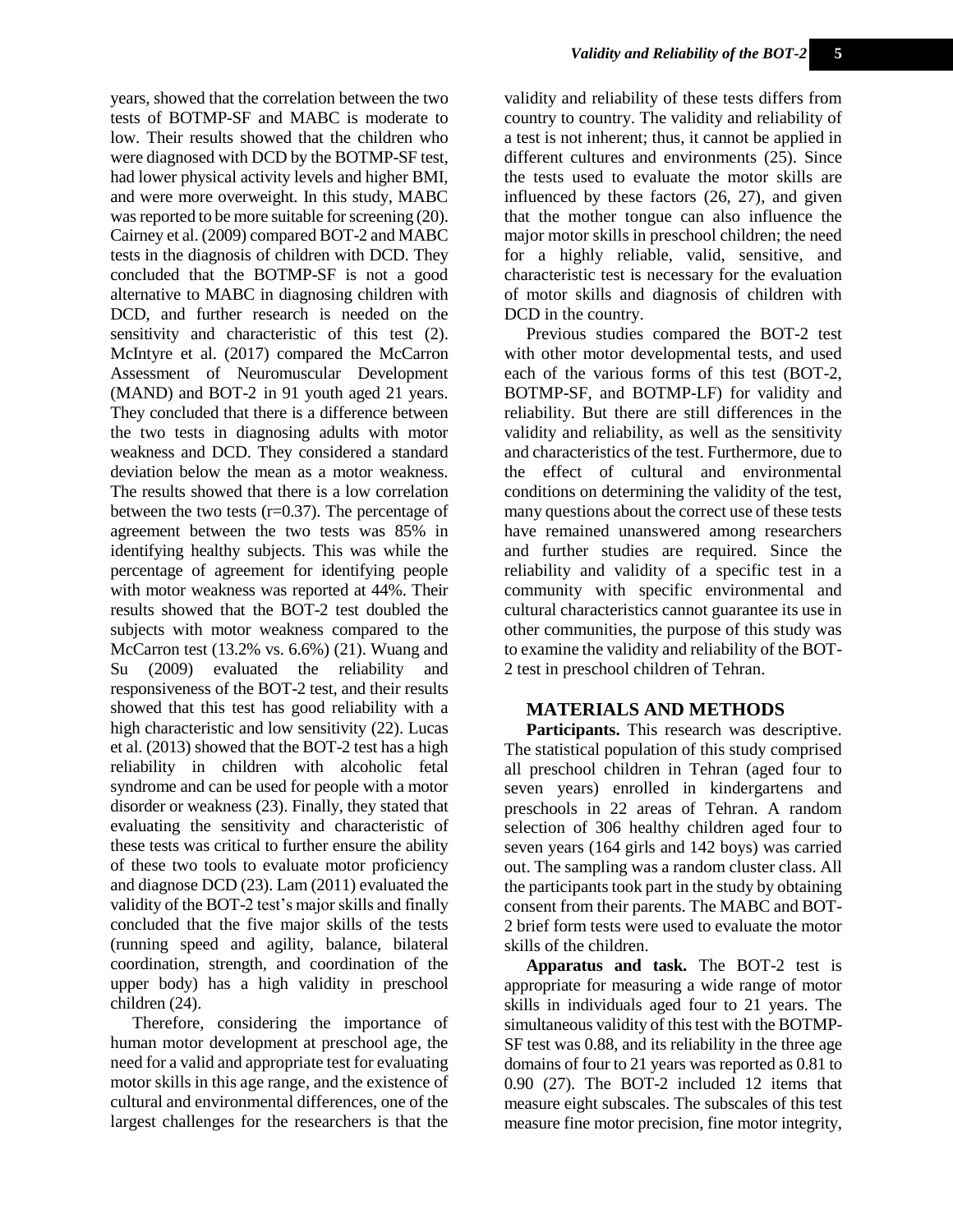years, showed that the correlation between the two tests of BOTMP-SF and MABC is moderate to low. Their results showed that the children who were diagnosed with DCD by the BOTMP-SF test, had lower physical activity levels and higher BMI, and were more overweight. In this study, MABC was reported to be more suitable for screening (20). Cairney et al. (2009) compared BOT-2 and MABC tests in the diagnosis of children with DCD. They concluded that the BOTMP-SF is not a good alternative to MABC in diagnosing children with DCD, and further research is needed on the sensitivity and characteristic of this test (2). McIntyre et al. (2017) compared the McCarron Assessment of Neuromuscular Development (MAND) and BOT-2 in 91 youth aged 21 years. They concluded that there is a difference between the two tests in diagnosing adults with motor weakness and DCD. They considered a standard deviation below the mean as a motor weakness. The results showed that there is a low correlation between the two tests (r=0.37). The percentage of agreement between the two tests was 85% in identifying healthy subjects. This was while the percentage of agreement for identifying people with motor weakness was reported at 44%. Their results showed that the BOT-2 test doubled the subjects with motor weakness compared to the McCarron test (13.2% vs. 6.6%) (21). Wuang and Su (2009) evaluated the reliability and responsiveness of the BOT-2 test, and their results showed that this test has good reliability with a high characteristic and low sensitivity (22). Lucas et al. (2013) showed that the BOT-2 test has a high reliability in children with alcoholic fetal syndrome and can be used for people with a motor disorder or weakness (23). Finally, they stated that evaluating the sensitivity and characteristic of these tests was critical to further ensure the ability of these two tools to evaluate motor proficiency and diagnose DCD (23). Lam (2011) evaluated the validity of the BOT-2 test's major skills and finally concluded that the five major skills of the tests (running speed and agility, balance, bilateral coordination, strength, and coordination of the upper body) has a high validity in preschool children (24).

Therefore, considering the importance of human motor development at preschool age, the need for a valid and appropriate test for evaluating motor skills in this age range, and the existence of cultural and environmental differences, one of the largest challenges for the researchers is that the validity and reliability of these tests differs from country to country. The validity and reliability of a test is not inherent; thus, it cannot be applied in different cultures and environments (25). Since the tests used to evaluate the motor skills are influenced by these factors (26, 27), and given that the mother tongue can also influence the major motor skills in preschool children; the need for a highly reliable, valid, sensitive, and characteristic test is necessary for the evaluation of motor skills and diagnosis of children with DCD in the country.

Previous studies compared the BOT-2 test with other motor developmental tests, and used each of the various forms of this test (BOT-2, BOTMP-SF, and BOTMP-LF) for validity and reliability. But there are still differences in the validity and reliability, as well as the sensitivity and characteristics of the test. Furthermore, due to the effect of cultural and environmental conditions on determining the validity of the test, many questions about the correct use of these tests have remained unanswered among researchers and further studies are required. Since the reliability and validity of a specific test in a community with specific environmental and cultural characteristics cannot guarantee its use in other communities, the purpose of this study was to examine the validity and reliability of the BOT-2 test in preschool children of Tehran.

## MATERIALS AND METHODS

**Participants.** This research was descriptive. The statistical population of this study comprised all preschool children in Tehran (aged four to seven years) enrolled in kindergartens and preschools in 22 areas of Tehran. A random selection of 306 healthy children aged four to seven years (164 girls and 142 boys) was carried out. The sampling was a random cluster class. All the participants took part in the study by obtaining consent from their parents. The MABC and BOT-2 brief form tests were used to evaluate the motor skills of the children.

**Apparatus and task.** The BOT-2 test is appropriate for measuring a wide range of motor skills in individuals aged four to 21 years. The simultaneous validity of this test with the BOTMP-SF test was 0.88, and its reliability in the three age domains of four to 21 years was reported as 0.81 to 0.90 (27). The BOT-2 included 12 items that measure eight subscales. The subscales of this test measure fine motor precision, fine motor integrity,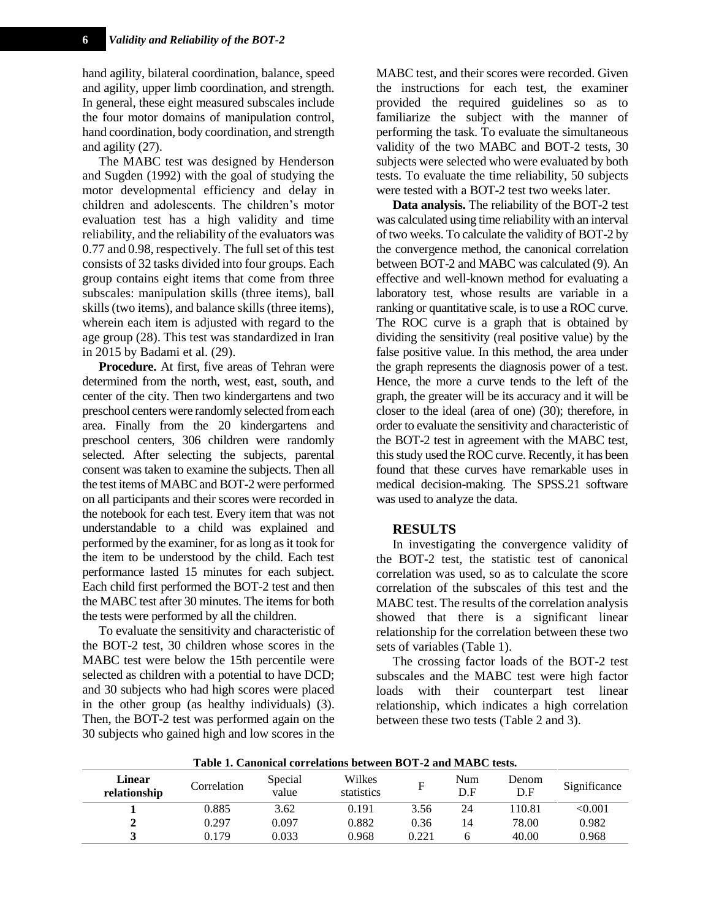hand agility, bilateral coordination, balance, speed and agility, upper limb coordination, and strength. In general, these eight measured subscales include the four motor domains of manipulation control, hand coordination, body coordination, and strength and agility (27).

The MABC test was designed by Henderson and Sugden (1992) with the goal of studying the motor developmental efficiency and delay in children and adolescents. The children's motor evaluation test has a high validity and time reliability, and the reliability of the evaluators was 0.77 and 0.98, respectively. The full set of this test consists of 32 tasks divided into four groups. Each group contains eight items that come from three subscales: manipulation skills (three items), ball skills (two items), and balance skills (three items), wherein each item is adjusted with regard to the age group (28). This test was standardized in Iran in 2015 by Badami et al. (29).

**Procedure.** At first, five areas of Tehran were determined from the north, west, east, south, and center of the city. Then two kindergartens and two preschool centers were randomly selected from each area. Finally from the 20 kindergartens and preschool centers, 306 children were randomly selected. After selecting the subjects, parental consent was taken to examine the subjects. Then all the test items of MABC and BOT-2 were performed on all participants and their scores were recorded in the notebook for each test. Every item that was not understandable to a child was explained and performed by the examiner, for as long as it took for the item to be understood by the child. Each test performance lasted 15 minutes for each subject. Each child first performed the BOT-2 test and then the MABC test after 30 minutes. The items for both the tests were performed by all the children.

To evaluate the sensitivity and characteristic of the BOT-2 test, 30 children whose scores in the MABC test were below the 15th percentile were selected as children with a potential to have DCD; and 30 subjects who had high scores were placed in the other group (as healthy individuals) (3). Then, the BOT-2 test was performed again on the 30 subjects who gained high and low scores in the MABC test, and their scores were recorded. Given the instructions for each test, the examiner provided the required guidelines so as to familiarize the subject with the manner of performing the task. To evaluate the simultaneous validity of the two MABC and BOT-2 tests, 30 subjects were selected who were evaluated by both tests. To evaluate the time reliability, 50 subjects were tested with a BOT-2 test two weeks later.

**Data analysis.** The reliability of the BOT-2 test was calculated using time reliability with an interval of two weeks. To calculate the validity of BOT-2 by the convergence method, the canonical correlation between BOT-2 and MABC was calculated (9). An effective and well-known method for evaluating a laboratory test, whose results are variable in a ranking or quantitative scale, is to use a ROC curve. The ROC curve is a graph that is obtained by dividing the sensitivity (real positive value) by the false positive value. In this method, the area under the graph represents the diagnosis power of a test. Hence, the more a curve tends to the left of the graph, the greater will be its accuracy and it will be closer to the ideal (area of one) (30); therefore, in order to evaluate the sensitivity and characteristic of the BOT-2 test in agreement with the MABC test, this study used the ROC curve. Recently, it has been found that these curves have remarkable uses in medical decision-making. The SPSS.21 software was used to analyze the data.

## RESULTS

In investigating the convergence validity of the BOT-2 test, the statistic test of canonical correlation was used, so as to calculate the score correlation of the subscales of this test and the MABC test. The results of the correlation analysis showed that there is a significant linear relationship for the correlation between these two sets of variables (Table 1).

The crossing factor loads of the BOT-2 test subscales and the MABC test were high factor loads with their counterpart test linear relationship, which indicates a high correlation between these two tests (Table 2 and 3).

**Table 1. Canonical correlations between BOT-2 and MABC tests.**

| Linear relationship | Correlation | Special value | Wilkes statistics | F | Num D.F | Denom D.F | Significance |
|---|---|---|---|---|---|---|---|
| **1** | 0.885 | 3.62 | 0.191 | 3.56 | 24 | 110.81 | <0.001 |
| **2** | 0.297 | 0.097 | 0.882 | 0.36 | 14 | 78.00 | 0.982 |
| **3** | 0.179 | 0.033 | 0.968 | 0.221 | 6 | 40.00 | 0.968 |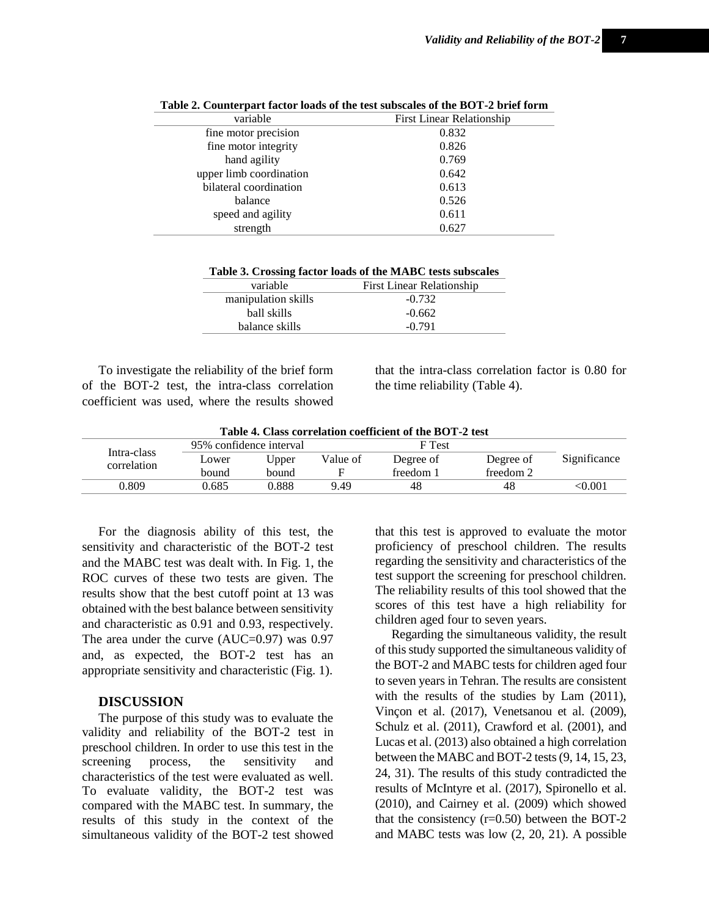**Table 2. Counterpart factor loads of the test subscales of the BOT-2 brief form**

| variable | First Linear Relationship |
|---|---|
| fine motor precision | 0.832 |
| fine motor integrity | 0.826 |
| hand agility | 0.769 |
| upper limb coordination | 0.642 |
| bilateral coordination | 0.613 |
| balance | 0.526 |
| speed and agility | 0.611 |
| strength | 0.627 |

**Table 3. Crossing factor loads of the MABC tests subscales**

| variable | First Linear Relationship |
|---|---|
| manipulation skills | -0.732 |
| ball skills | -0.662 |
| balance skills | -0.791 |

To investigate the reliability of the brief form of the BOT-2 test, the intra-class correlation coefficient was used, where the results showed that the intra-class correlation factor is 0.80 for the time reliability (Table 4).

**Table 4. Class correlation coefficient of the BOT-2 test**

| Intra-class correlation | 95% confidence interval | | F Test | | | Significance |
|---|---|---|---|---|---|---|
| | Lower bound | Upper bound | Value of F | Degree of freedom 1 | Degree of freedom 2 | |
| 0.809 | 0.685 | 0.888 | 9.49 | 48 | 48 | <0.001 |

For the diagnosis ability of this test, the sensitivity and characteristic of the BOT-2 test and the MABC test was dealt with. In Fig. 1, the ROC curves of these two tests are given. The results show that the best cutoff point at 13 was obtained with the best balance between sensitivity and characteristic as 0.91 and 0.93, respectively. The area under the curve (AUC=0.97) was 0.97 and, as expected, the BOT-2 test has an appropriate sensitivity and characteristic (Fig. 1).

## DISCUSSION

The purpose of this study was to evaluate the validity and reliability of the BOT-2 test in preschool children. In order to use this test in the screening process, the sensitivity and characteristics of the test were evaluated as well. To evaluate validity, the BOT-2 test was compared with the MABC test. In summary, the results of this study in the context of the simultaneous validity of the BOT-2 test showed that this test is approved to evaluate the motor proficiency of preschool children. The results regarding the sensitivity and characteristics of the test support the screening for preschool children. The reliability results of this tool showed that the scores of this test have a high reliability for children aged four to seven years.

Regarding the simultaneous validity, the result of this study supported the simultaneous validity of the BOT-2 and MABC tests for children aged four to seven years in Tehran. The results are consistent with the results of the studies by Lam (2011), Vinçon et al. (2017), Venetsanou et al. (2009), Schulz et al. (2011), Crawford et al. (2001), and Lucas et al. (2013) also obtained a high correlation between the MABC and BOT-2 tests (9, 14, 15, 23, 24, 31). The results of this study contradicted the results of McIntyre et al. (2017), Spironello et al. (2010), and Cairney et al. (2009) which showed that the consistency (r=0.50) between the BOT-2 and MABC tests was low (2, 20, 21). A possible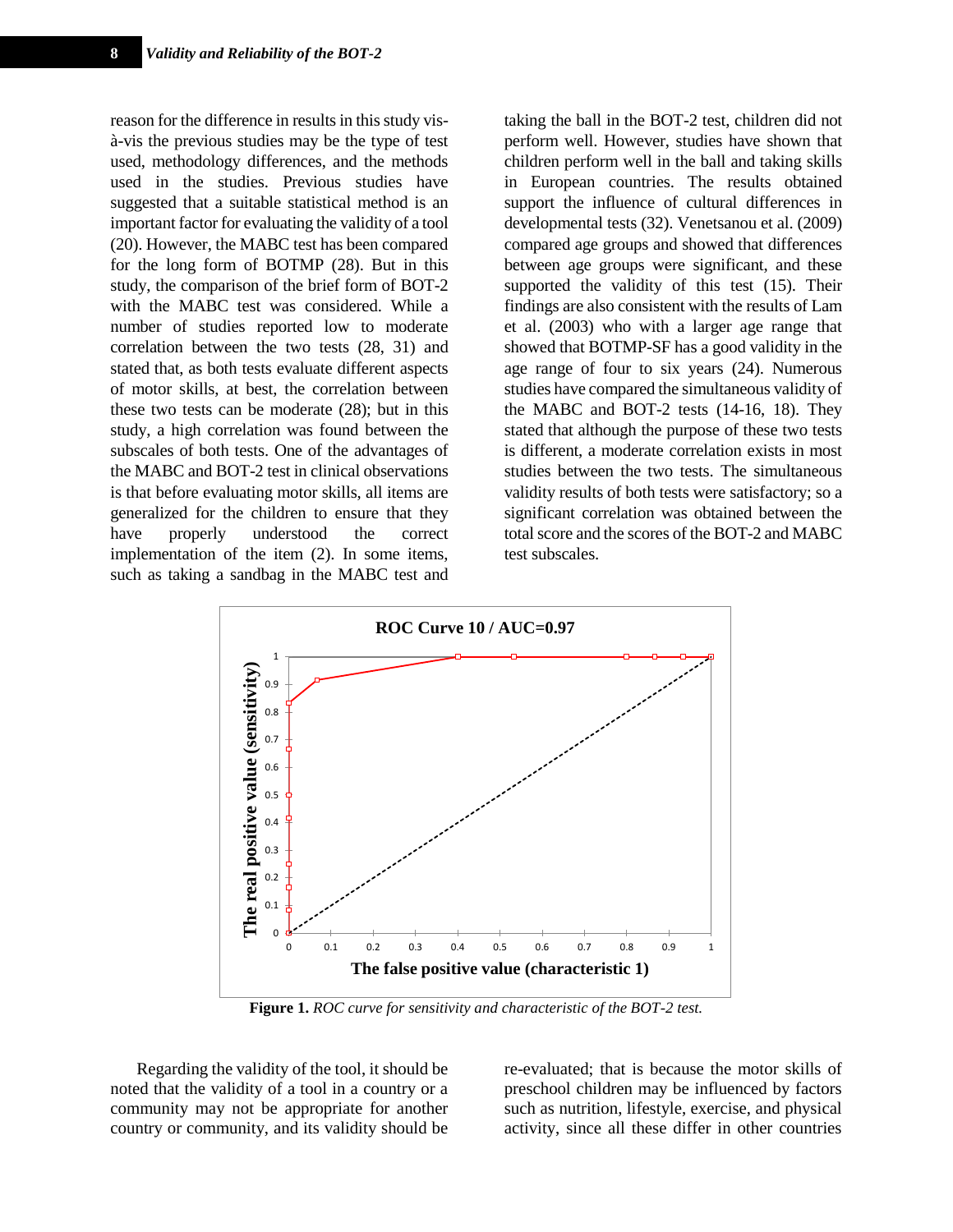reason for the difference in results in this study vis-à-vis the previous studies may be the type of test used, methodology differences, and the methods used in the studies. Previous studies have suggested that a suitable statistical method is an important factor for evaluating the validity of a tool (20). However, the MABC test has been compared for the long form of BOTMP (28). But in this study, the comparison of the brief form of BOT-2 with the MABC test was considered. While a number of studies reported low to moderate correlation between the two tests (28, 31) and stated that, as both tests evaluate different aspects of motor skills, at best, the correlation between these two tests can be moderate (28); but in this study, a high correlation was found between the subscales of both tests. One of the advantages of the MABC and BOT-2 test in clinical observations is that before evaluating motor skills, all items are generalized for the children to ensure that they have properly understood the correct implementation of the item (2). In some items, such as taking a sandbag in the MABC test and taking the ball in the BOT-2 test, children did not perform well. However, studies have shown that children perform well in the ball and taking skills in European countries. The results obtained support the influence of cultural differences in developmental tests (32). Venetsanou et al. (2009) compared age groups and showed that differences between age groups were significant, and these supported the validity of this test (15). Their findings are also consistent with the results of Lam et al. (2003) who with a larger age range that showed that BOTMP-SF has a good validity in the age range of four to six years (24). Numerous studies have compared the simultaneous validity of the MABC and BOT-2 tests (14-16, 18). They stated that although the purpose of these two tests is different, a moderate correlation exists in most studies between the two tests. The simultaneous validity results of both tests were satisfactory; so a significant correlation was obtained between the total score and the scores of the BOT-2 and MABC test subscales.

**Figure 1.** *ROC curve for sensitivity and characteristic of the BOT-2 test.*

Regarding the validity of the tool, it should be noted that the validity of a tool in a country or a community may not be appropriate for another country or community, and its validity should be re-evaluated; that is because the motor skills of preschool children may be influenced by factors such as nutrition, lifestyle, exercise, and physical activity, since all these differ in other countries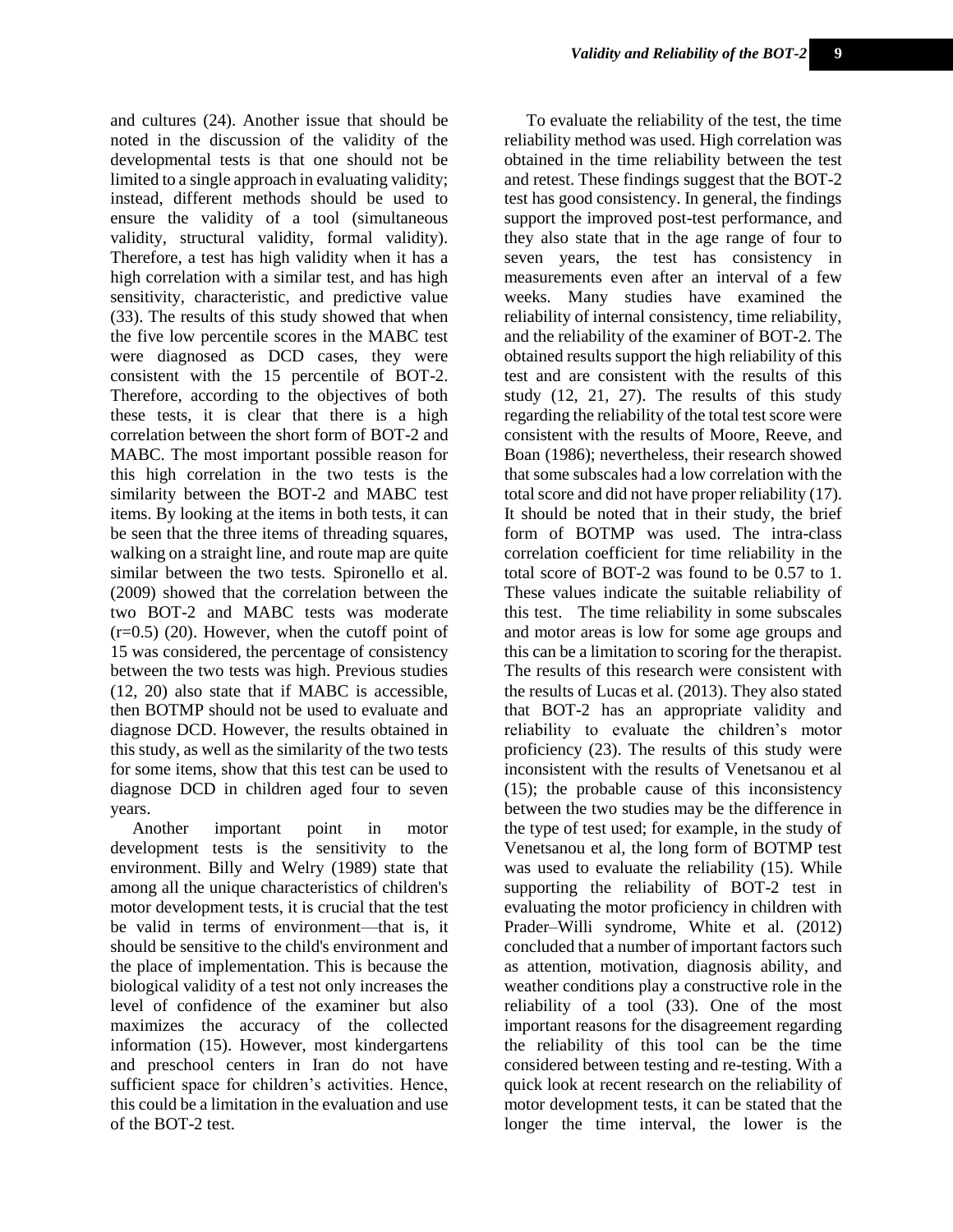and cultures (24). Another issue that should be noted in the discussion of the validity of the developmental tests is that one should not be limited to a single approach in evaluating validity; instead, different methods should be used to ensure the validity of a tool (simultaneous validity, structural validity, formal validity). Therefore, a test has high validity when it has a high correlation with a similar test, and has high sensitivity, characteristic, and predictive value (33). The results of this study showed that when the five low percentile scores in the MABC test were diagnosed as DCD cases, they were consistent with the 15 percentile of BOT-2. Therefore, according to the objectives of both these tests, it is clear that there is a high correlation between the short form of BOT-2 and MABC. The most important possible reason for this high correlation in the two tests is the similarity between the BOT-2 and MABC test items. By looking at the items in both tests, it can be seen that the three items of threading squares, walking on a straight line, and route map are quite similar between the two tests. Spironello et al. (2009) showed that the correlation between the two BOT-2 and MABC tests was moderate (r=0.5) (20). However, when the cutoff point of 15 was considered, the percentage of consistency between the two tests was high. Previous studies (12, 20) also state that if MABC is accessible, then BOTMP should not be used to evaluate and diagnose DCD. However, the results obtained in this study, as well as the similarity of the two tests for some items, show that this test can be used to diagnose DCD in children aged four to seven years.

Another important point in motor development tests is the sensitivity to the environment. Billy and Welry (1989) state that among all the unique characteristics of children's motor development tests, it is crucial that the test be valid in terms of environment—that is, it should be sensitive to the child's environment and the place of implementation. This is because the biological validity of a test not only increases the level of confidence of the examiner but also maximizes the accuracy of the collected information (15). However, most kindergartens and preschool centers in Iran do not have sufficient space for children's activities. Hence, this could be a limitation in the evaluation and use of the BOT-2 test.

To evaluate the reliability of the test, the time reliability method was used. High correlation was obtained in the time reliability between the test and retest. These findings suggest that the BOT-2 test has good consistency. In general, the findings support the improved post-test performance, and they also state that in the age range of four to seven years, the test has consistency in measurements even after an interval of a few weeks. Many studies have examined the reliability of internal consistency, time reliability, and the reliability of the examiner of BOT-2. The obtained results support the high reliability of this test and are consistent with the results of this study (12, 21, 27). The results of this study regarding the reliability of the total test score were consistent with the results of Moore, Reeve, and Boan (1986); nevertheless, their research showed that some subscales had a low correlation with the total score and did not have proper reliability (17). It should be noted that in their study, the brief form of BOTMP was used. The intra-class correlation coefficient for time reliability in the total score of BOT-2 was found to be 0.57 to 1. These values indicate the suitable reliability of this test. The time reliability in some subscales and motor areas is low for some age groups and this can be a limitation to scoring for the therapist. The results of this research were consistent with the results of Lucas et al. (2013). They also stated that BOT-2 has an appropriate validity and reliability to evaluate the children's motor proficiency (23). The results of this study were inconsistent with the results of Venetsanou et al (15); the probable cause of this inconsistency between the two studies may be the difference in the type of test used; for example, in the study of Venetsanou et al, the long form of BOTMP test was used to evaluate the reliability (15). While supporting the reliability of BOT-2 test in evaluating the motor proficiency in children with Prader–Willi syndrome, White et al. (2012) concluded that a number of important factors such as attention, motivation, diagnosis ability, and weather conditions play a constructive role in the reliability of a tool (33). One of the most important reasons for the disagreement regarding the reliability of this tool can be the time considered between testing and re-testing. With a quick look at recent research on the reliability of motor development tests, it can be stated that the longer the time interval, the lower is the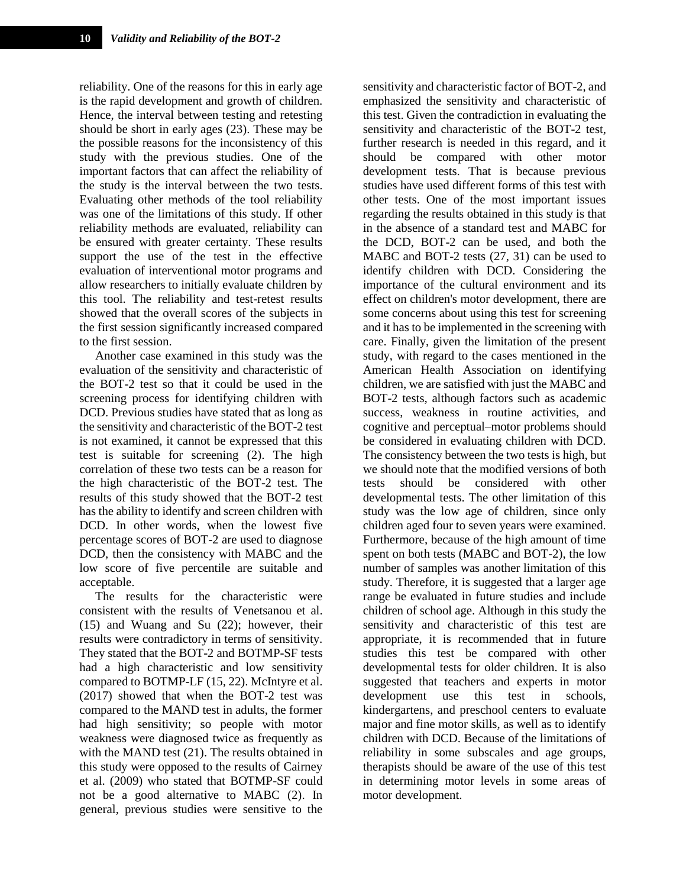reliability. One of the reasons for this in early age is the rapid development and growth of children. Hence, the interval between testing and retesting should be short in early ages (23). These may be the possible reasons for the inconsistency of this study with the previous studies. One of the important factors that can affect the reliability of the study is the interval between the two tests. Evaluating other methods of the tool reliability was one of the limitations of this study. If other reliability methods are evaluated, reliability can be ensured with greater certainty. These results support the use of the test in the effective evaluation of interventional motor programs and allow researchers to initially evaluate children by this tool. The reliability and test-retest results showed that the overall scores of the subjects in the first session significantly increased compared to the first session.

Another case examined in this study was the evaluation of the sensitivity and characteristic of the BOT-2 test so that it could be used in the screening process for identifying children with DCD. Previous studies have stated that as long as the sensitivity and characteristic of the BOT-2 test is not examined, it cannot be expressed that this test is suitable for screening (2). The high correlation of these two tests can be a reason for the high characteristic of the BOT-2 test. The results of this study showed that the BOT-2 test has the ability to identify and screen children with DCD. In other words, when the lowest five percentage scores of BOT-2 are used to diagnose DCD, then the consistency with MABC and the low score of five percentile are suitable and acceptable.

The results for the characteristic were consistent with the results of Venetsanou et al. (15) and Wuang and Su (22); however, their results were contradictory in terms of sensitivity. They stated that the BOT-2 and BOTMP-SF tests had a high characteristic and low sensitivity compared to BOTMP-LF (15, 22). McIntyre et al. (2017) showed that when the BOT-2 test was compared to the MAND test in adults, the former had high sensitivity; so people with motor weakness were diagnosed twice as frequently as with the MAND test (21). The results obtained in this study were opposed to the results of Cairney et al. (2009) who stated that BOTMP-SF could not be a good alternative to MABC (2). In general, previous studies were sensitive to the sensitivity and characteristic factor of BOT-2, and emphasized the sensitivity and characteristic of this test. Given the contradiction in evaluating the sensitivity and characteristic of the BOT-2 test, further research is needed in this regard, and it should be compared with other motor development tests. That is because previous studies have used different forms of this test with other tests. One of the most important issues regarding the results obtained in this study is that in the absence of a standard test and MABC for the DCD, BOT-2 can be used, and both the MABC and BOT-2 tests (27, 31) can be used to identify children with DCD. Considering the importance of the cultural environment and its effect on children's motor development, there are some concerns about using this test for screening and it has to be implemented in the screening with care. Finally, given the limitation of the present study, with regard to the cases mentioned in the American Health Association on identifying children, we are satisfied with just the MABC and BOT-2 tests, although factors such as academic success, weakness in routine activities, and cognitive and perceptual–motor problems should be considered in evaluating children with DCD. The consistency between the two tests is high, but we should note that the modified versions of both tests should be considered with other developmental tests. The other limitation of this study was the low age of children, since only children aged four to seven years were examined. Furthermore, because of the high amount of time spent on both tests (MABC and BOT-2), the low number of samples was another limitation of this study. Therefore, it is suggested that a larger age range be evaluated in future studies and include children of school age. Although in this study the sensitivity and characteristic of this test are appropriate, it is recommended that in future studies this test be compared with other developmental tests for older children. It is also suggested that teachers and experts in motor development use this test in schools, kindergartens, and preschool centers to evaluate major and fine motor skills, as well as to identify children with DCD. Because of the limitations of reliability in some subscales and age groups, therapists should be aware of the use of this test in determining motor levels in some areas of motor development.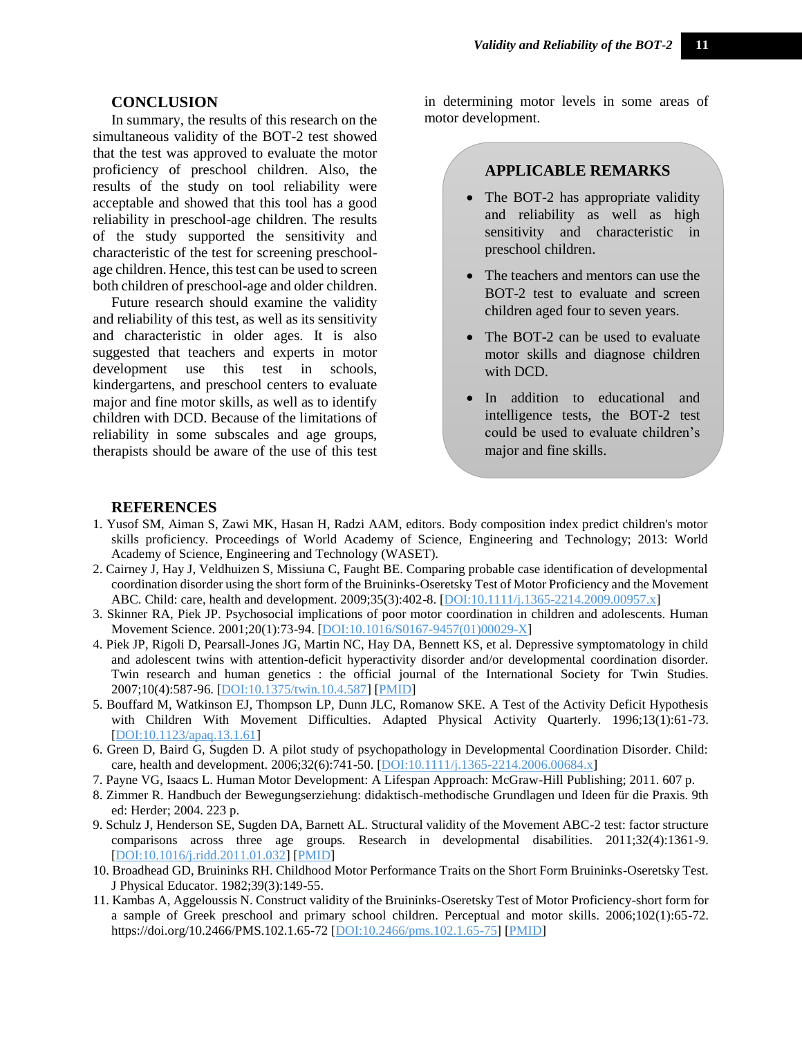## CONCLUSION

In summary, the results of this research on the simultaneous validity of the BOT-2 test showed that the test was approved to evaluate the motor proficiency of preschool children. Also, the results of the study on tool reliability were acceptable and showed that this tool has a good reliability in preschool-age children. The results of the study supported the sensitivity and characteristic of the test for screening preschool-age children. Hence, this test can be used to screen both children of preschool-age and older children.

Future research should examine the validity and reliability of this test, as well as its sensitivity and characteristic in older ages. It is also suggested that teachers and experts in motor development use this test in schools, kindergartens, and preschool centers to evaluate major and fine motor skills, as well as to identify children with DCD. Because of the limitations of reliability in some subscales and age groups, therapists should be aware of the use of this test in determining motor levels in some areas of motor development.

## APPLICABLE REMARKS

- The BOT-2 has appropriate validity and reliability as well as high sensitivity and characteristic in preschool children.
- The teachers and mentors can use the BOT-2 test to evaluate and screen children aged four to seven years.
- The BOT-2 can be used to evaluate motor skills and diagnose children with DCD.
- In addition to educational and intelligence tests, the BOT-2 test could be used to evaluate children's major and fine skills.

## REFERENCES

1. Yusof SM, Aiman S, Zawi MK, Hasan H, Radzi AAM, editors. Body composition index predict children's motor skills proficiency. Proceedings of World Academy of Science, Engineering and Technology; 2013: World Academy of Science, Engineering and Technology (WASET).
2. Cairney J, Hay J, Veldhuizen S, Missiuna C, Faught BE. Comparing probable case identification of developmental coordination disorder using the short form of the Bruininks-Oseretsky Test of Motor Proficiency and the Movement ABC. Child: care, health and development. 2009;35(3):402-8. [DOI:10.1111/j.1365-2214.2009.00957.x]
3. Skinner RA, Piek JP. Psychosocial implications of poor motor coordination in children and adolescents. Human Movement Science. 2001;20(1):73-94. [DOI:10.1016/S0167-9457(01)00029-X]
4. Piek JP, Rigoli D, Pearsall-Jones JG, Martin NC, Hay DA, Bennett KS, et al. Depressive symptomatology in child and adolescent twins with attention-deficit hyperactivity disorder and/or developmental coordination disorder. Twin research and human genetics : the official journal of the International Society for Twin Studies. 2007;10(4):587-96. [DOI:10.1375/twin.10.4.587] [PMID]
5. Bouffard M, Watkinson EJ, Thompson LP, Dunn JLC, Romanow SKE. A Test of the Activity Deficit Hypothesis with Children With Movement Difficulties. Adapted Physical Activity Quarterly. 1996;13(1):61-73. [DOI:10.1123/apaq.13.1.61]
6. Green D, Baird G, Sugden D. A pilot study of psychopathology in Developmental Coordination Disorder. Child: care, health and development. 2006;32(6):741-50. [DOI:10.1111/j.1365-2214.2006.00684.x]
7. Payne VG, Isaacs L. Human Motor Development: A Lifespan Approach: McGraw-Hill Publishing; 2011. 607 p.
8. Zimmer R. Handbuch der Bewegungserziehung: didaktisch-methodische Grundlagen und Ideen für die Praxis. 9th ed: Herder; 2004. 223 p.
9. Schulz J, Henderson SE, Sugden DA, Barnett AL. Structural validity of the Movement ABC-2 test: factor structure comparisons across three age groups. Research in developmental disabilities. 2011;32(4):1361-9. [DOI:10.1016/j.ridd.2011.01.032] [PMID]
10. Broadhead GD, Bruininks RH. Childhood Motor Performance Traits on the Short Form Bruininks-Oseretsky Test. J Physical Educator. 1982;39(3):149-55.
11. Kambas A, Aggeloussis N. Construct validity of the Bruininks-Oseretsky Test of Motor Proficiency-short form for a sample of Greek preschool and primary school children. Perceptual and motor skills. 2006;102(1):65-72. https://doi.org/10.2466/PMS.102.1.65-72 [DOI:10.2466/pms.102.1.65-75] [PMID]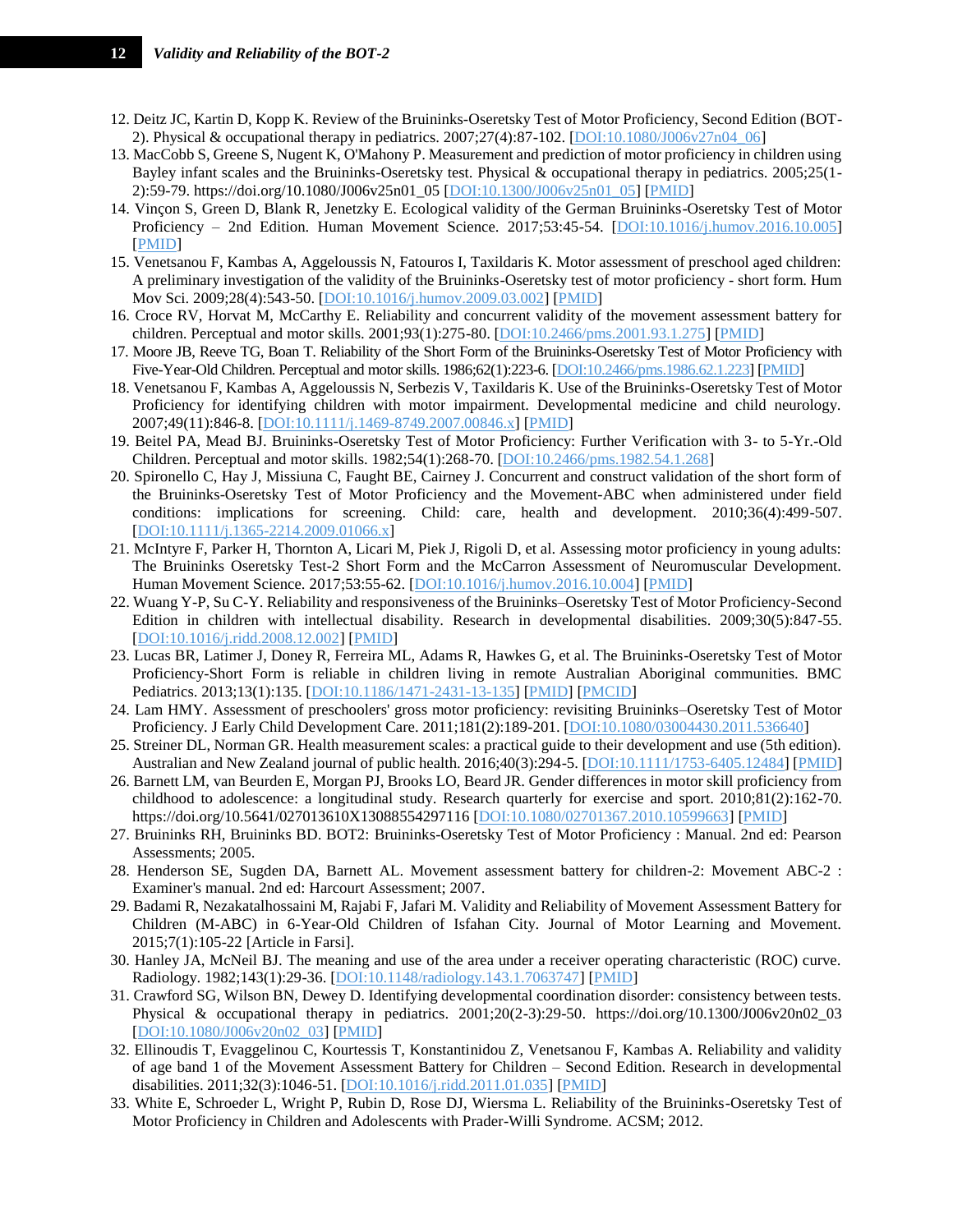12. Deitz JC, Kartin D, Kopp K. Review of the Bruininks-Oseretsky Test of Motor Proficiency, Second Edition (BOT-2). Physical & occupational therapy in pediatrics. 2007;27(4):87-102. [DOI:10.1080/J006v27n04_06]
13. MacCobb S, Greene S, Nugent K, O'Mahony P. Measurement and prediction of motor proficiency in children using Bayley infant scales and the Bruininks-Oseretsky test. Physical & occupational therapy in pediatrics. 2005;25(1-2):59-79. https://doi.org/10.1080/J006v25n01_05 [DOI:10.1300/J006v25n01_05] [PMID]
14. Vinçon S, Green D, Blank R, Jenetzky E. Ecological validity of the German Bruininks-Oseretsky Test of Motor Proficiency – 2nd Edition. Human Movement Science. 2017;53:45-54. [DOI:10.1016/j.humov.2016.10.005] [PMID]
15. Venetsanou F, Kambas A, Aggeloussis N, Fatouros I, Taxildaris K. Motor assessment of preschool aged children: A preliminary investigation of the validity of the Bruininks-Oseretsky test of motor proficiency - short form. Hum Mov Sci. 2009;28(4):543-50. [DOI:10.1016/j.humov.2009.03.002] [PMID]
16. Croce RV, Horvat M, McCarthy E. Reliability and concurrent validity of the movement assessment battery for children. Perceptual and motor skills. 2001;93(1):275-80. [DOI:10.2466/pms.2001.93.1.275] [PMID]
17. Moore JB, Reeve TG, Boan T. Reliability of the Short Form of the Bruininks-Oseretsky Test of Motor Proficiency with Five-Year-Old Children. Perceptual and motor skills. 1986;62(1):223-6. [DOI:10.2466/pms.1986.62.1.223] [PMID]
18. Venetsanou F, Kambas A, Aggeloussis N, Serbezis V, Taxildaris K. Use of the Bruininks-Oseretsky Test of Motor Proficiency for identifying children with motor impairment. Developmental medicine and child neurology. 2007;49(11):846-8. [DOI:10.1111/j.1469-8749.2007.00846.x] [PMID]
19. Beitel PA, Mead BJ. Bruininks-Oseretsky Test of Motor Proficiency: Further Verification with 3- to 5-Yr.-Old Children. Perceptual and motor skills. 1982;54(1):268-70. [DOI:10.2466/pms.1982.54.1.268]
20. Spironello C, Hay J, Missiuna C, Faught BE, Cairney J. Concurrent and construct validation of the short form of the Bruininks-Oseretsky Test of Motor Proficiency and the Movement-ABC when administered under field conditions: implications for screening. Child: care, health and development. 2010;36(4):499-507. [DOI:10.1111/j.1365-2214.2009.01066.x]
21. McIntyre F, Parker H, Thornton A, Licari M, Piek J, Rigoli D, et al. Assessing motor proficiency in young adults: The Bruininks Oseretsky Test-2 Short Form and the McCarron Assessment of Neuromuscular Development. Human Movement Science. 2017;53:55-62. [DOI:10.1016/j.humov.2016.10.004] [PMID]
22. Wuang Y-P, Su C-Y. Reliability and responsiveness of the Bruininks–Oseretsky Test of Motor Proficiency-Second Edition in children with intellectual disability. Research in developmental disabilities. 2009;30(5):847-55. [DOI:10.1016/j.ridd.2008.12.002] [PMID]
23. Lucas BR, Latimer J, Doney R, Ferreira ML, Adams R, Hawkes G, et al. The Bruininks-Oseretsky Test of Motor Proficiency-Short Form is reliable in children living in remote Australian Aboriginal communities. BMC Pediatrics. 2013;13(1):135. [DOI:10.1186/1471-2431-13-135] [PMID] [PMCID]
24. Lam HMY. Assessment of preschoolers' gross motor proficiency: revisiting Bruininks–Oseretsky Test of Motor Proficiency. J Early Child Development Care. 2011;181(2):189-201. [DOI:10.1080/03004430.2011.536640]
25. Streiner DL, Norman GR. Health measurement scales: a practical guide to their development and use (5th edition). Australian and New Zealand journal of public health. 2016;40(3):294-5. [DOI:10.1111/1753-6405.12484] [PMID]
26. Barnett LM, van Beurden E, Morgan PJ, Brooks LO, Beard JR. Gender differences in motor skill proficiency from childhood to adolescence: a longitudinal study. Research quarterly for exercise and sport. 2010;81(2):162-70. https://doi.org/10.5641/027013610X13088554297116 [DOI:10.1080/02701367.2010.10599663] [PMID]
27. Bruininks RH, Bruininks BD. BOT2: Bruininks-Oseretsky Test of Motor Proficiency : Manual. 2nd ed: Pearson Assessments; 2005.
28. Henderson SE, Sugden DA, Barnett AL. Movement assessment battery for children-2: Movement ABC-2 : Examiner's manual. 2nd ed: Harcourt Assessment; 2007.
29. Badami R, Nezakatalhossaini M, Rajabi F, Jafari M. Validity and Reliability of Movement Assessment Battery for Children (M-ABC) in 6-Year-Old Children of Isfahan City. Journal of Motor Learning and Movement. 2015;7(1):105-22 [Article in Farsi].
30. Hanley JA, McNeil BJ. The meaning and use of the area under a receiver operating characteristic (ROC) curve. Radiology. 1982;143(1):29-36. [DOI:10.1148/radiology.143.1.7063747] [PMID]
31. Crawford SG, Wilson BN, Dewey D. Identifying developmental coordination disorder: consistency between tests. Physical & occupational therapy in pediatrics. 2001;20(2-3):29-50. https://doi.org/10.1300/J006v20n02_03 [DOI:10.1080/J006v20n02_03] [PMID]
32. Ellinoudis T, Evaggelinou C, Kourtessis T, Konstantinidou Z, Venetsanou F, Kambas A. Reliability and validity of age band 1 of the Movement Assessment Battery for Children – Second Edition. Research in developmental disabilities. 2011;32(3):1046-51. [DOI:10.1016/j.ridd.2011.01.035] [PMID]
33. White E, Schroeder L, Wright P, Rubin D, Rose DJ, Wiersma L. Reliability of the Bruininks-Oseretsky Test of Motor Proficiency in Children and Adolescents with Prader-Willi Syndrome. ACSM; 2012.